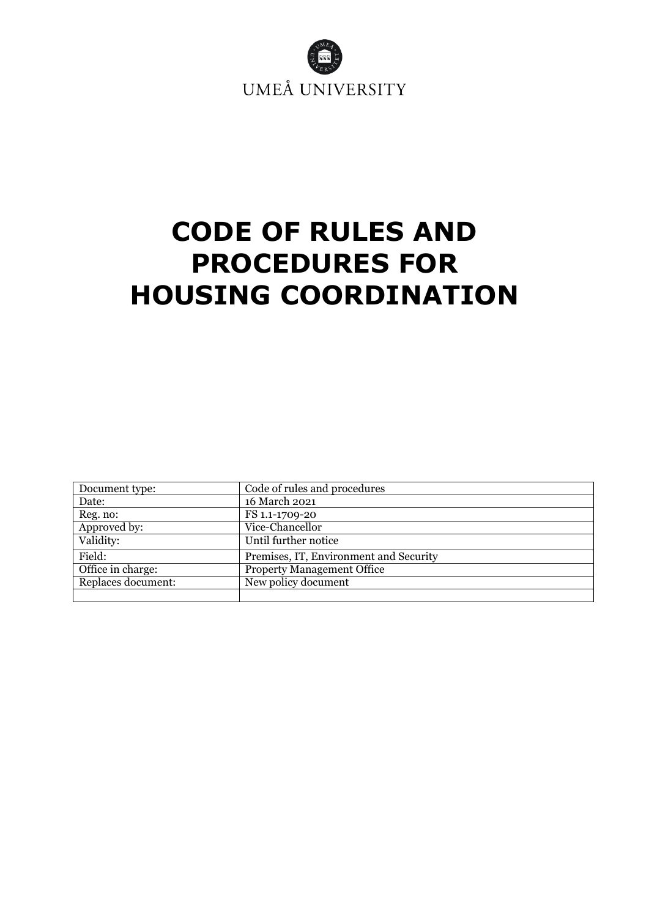UMEÅ UNIVERSITY

# CODE OF RULES AND PROCEDURES FOR HOUSING COORDINATION

| Document type: | Code of rules and procedures |
|---|---|
| Date: | 16 March 2021 |
| Reg. no: | FS 1.1-1709-20 |
| Approved by: | Vice-Chancellor |
| Validity: | Until further notice |
| Field: | Premises, IT, Environment and Security |
| Office in charge: | Property Management Office |
| Replaces document: | New policy document |
| | |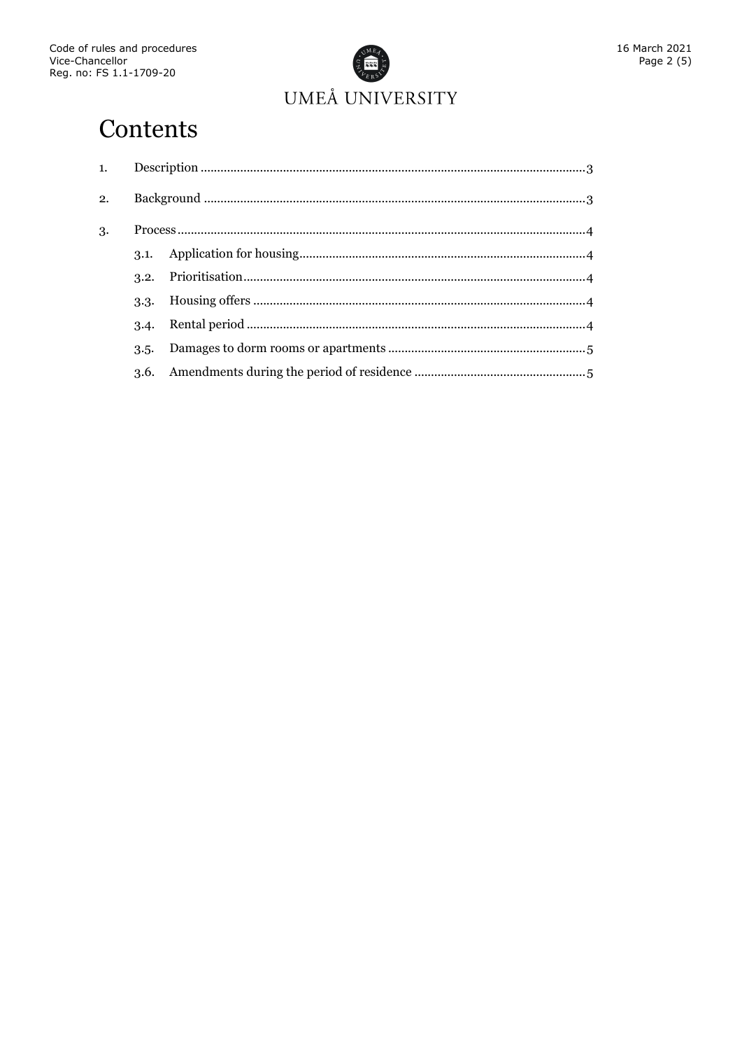# Contents

1. Description ......................................................................................................3
2. Background .....................................................................................................3
3. Process ............................................................................................................4
   - 3.1. Application for housing.........................................................................4
   - 3.2. Prioritisation..........................................................................................4
   - 3.3. Housing offers .......................................................................................4
   - 3.4. Rental period .........................................................................................4
   - 3.5. Damages to dorm rooms or apartments ...............................................5
   - 3.6. Amendments during the period of residence ......................................5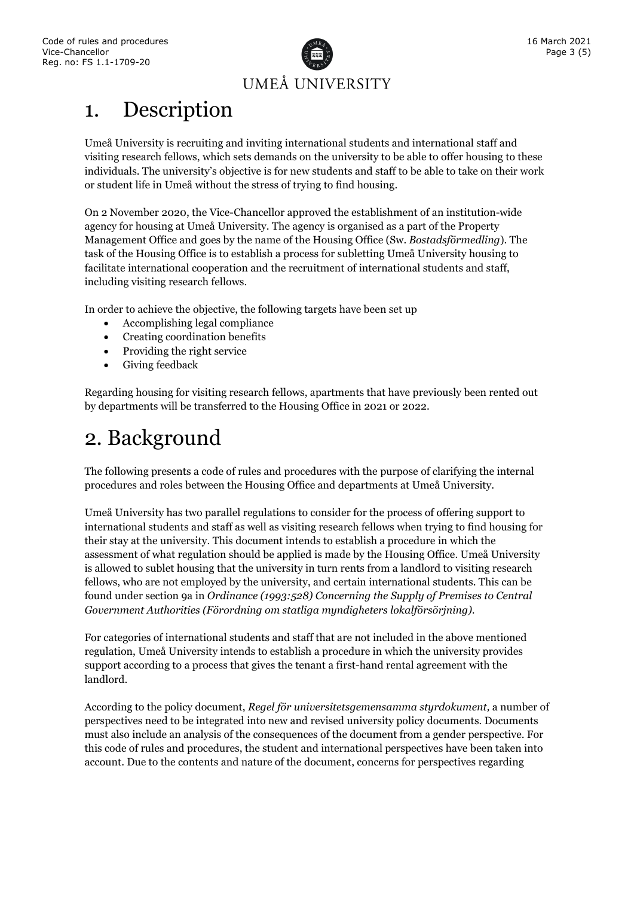# 1. Description

Umeå University is recruiting and inviting international students and international staff and visiting research fellows, which sets demands on the university to be able to offer housing to these individuals. The university's objective is for new students and staff to be able to take on their work or student life in Umeå without the stress of trying to find housing.

On 2 November 2020, the Vice-Chancellor approved the establishment of an institution-wide agency for housing at Umeå University. The agency is organised as a part of the Property Management Office and goes by the name of the Housing Office (Sw. *Bostadsförmedling*). The task of the Housing Office is to establish a process for subletting Umeå University housing to facilitate international cooperation and the recruitment of international students and staff, including visiting research fellows.

In order to achieve the objective, the following targets have been set up

- Accomplishing legal compliance
- Creating coordination benefits
- Providing the right service
- Giving feedback

Regarding housing for visiting research fellows, apartments that have previously been rented out by departments will be transferred to the Housing Office in 2021 or 2022.

# 2. Background

The following presents a code of rules and procedures with the purpose of clarifying the internal procedures and roles between the Housing Office and departments at Umeå University.

Umeå University has two parallel regulations to consider for the process of offering support to international students and staff as well as visiting research fellows when trying to find housing for their stay at the university. This document intends to establish a procedure in which the assessment of what regulation should be applied is made by the Housing Office. Umeå University is allowed to sublet housing that the university in turn rents from a landlord to visiting research fellows, who are not employed by the university, and certain international students. This can be found under section 9a in *Ordinance (1993:528) Concerning the Supply of Premises to Central Government Authorities (Förordning om statliga myndigheters lokalförsörjning)*.

For categories of international students and staff that are not included in the above mentioned regulation, Umeå University intends to establish a procedure in which the university provides support according to a process that gives the tenant a first-hand rental agreement with the landlord.

According to the policy document, *Regel för universitetsgemensamma styrdokument,* a number of perspectives need to be integrated into new and revised university policy documents. Documents must also include an analysis of the consequences of the document from a gender perspective. For this code of rules and procedures, the student and international perspectives have been taken into account. Due to the contents and nature of the document, concerns for perspectives regarding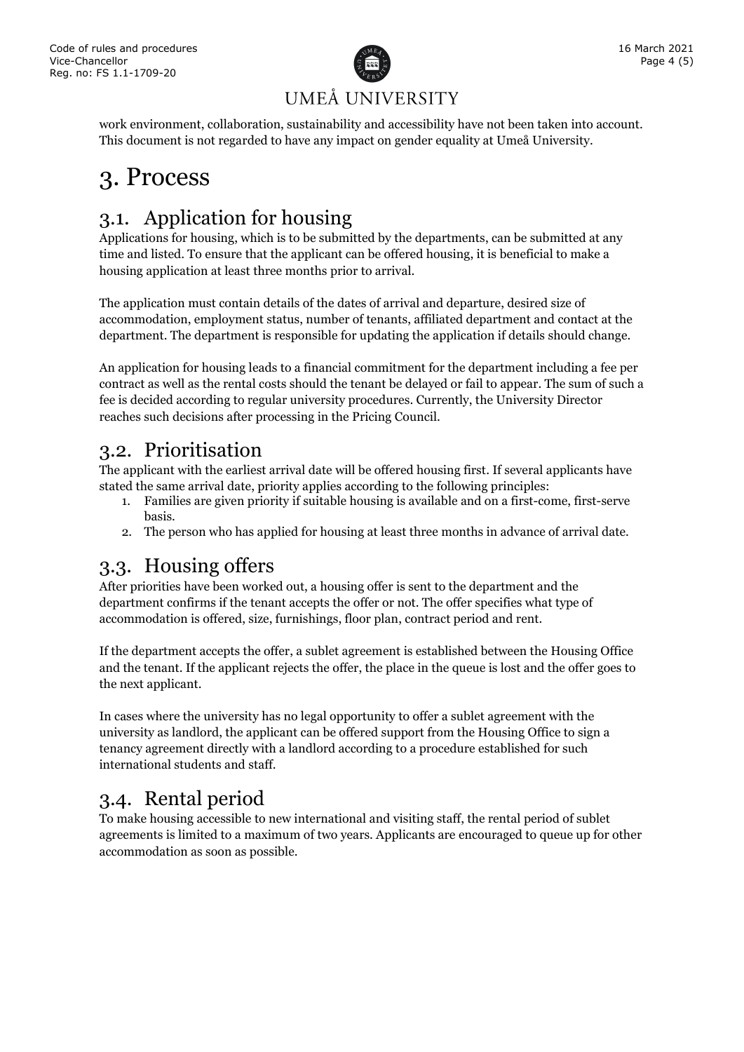work environment, collaboration, sustainability and accessibility have not been taken into account. This document is not regarded to have any impact on gender equality at Umeå University.

# 3. Process

## 3.1. Application for housing

Applications for housing, which is to be submitted by the departments, can be submitted at any time and listed. To ensure that the applicant can be offered housing, it is beneficial to make a housing application at least three months prior to arrival.

The application must contain details of the dates of arrival and departure, desired size of accommodation, employment status, number of tenants, affiliated department and contact at the department. The department is responsible for updating the application if details should change.

An application for housing leads to a financial commitment for the department including a fee per contract as well as the rental costs should the tenant be delayed or fail to appear. The sum of such a fee is decided according to regular university procedures. Currently, the University Director reaches such decisions after processing in the Pricing Council.

## 3.2. Prioritisation

The applicant with the earliest arrival date will be offered housing first. If several applicants have stated the same arrival date, priority applies according to the following principles:

1. Families are given priority if suitable housing is available and on a first-come, first-serve basis.
2. The person who has applied for housing at least three months in advance of arrival date.

## 3.3. Housing offers

After priorities have been worked out, a housing offer is sent to the department and the department confirms if the tenant accepts the offer or not. The offer specifies what type of accommodation is offered, size, furnishings, floor plan, contract period and rent.

If the department accepts the offer, a sublet agreement is established between the Housing Office and the tenant. If the applicant rejects the offer, the place in the queue is lost and the offer goes to the next applicant.

In cases where the university has no legal opportunity to offer a sublet agreement with the university as landlord, the applicant can be offered support from the Housing Office to sign a tenancy agreement directly with a landlord according to a procedure established for such international students and staff.

## 3.4. Rental period

To make housing accessible to new international and visiting staff, the rental period of sublet agreements is limited to a maximum of two years. Applicants are encouraged to queue up for other accommodation as soon as possible.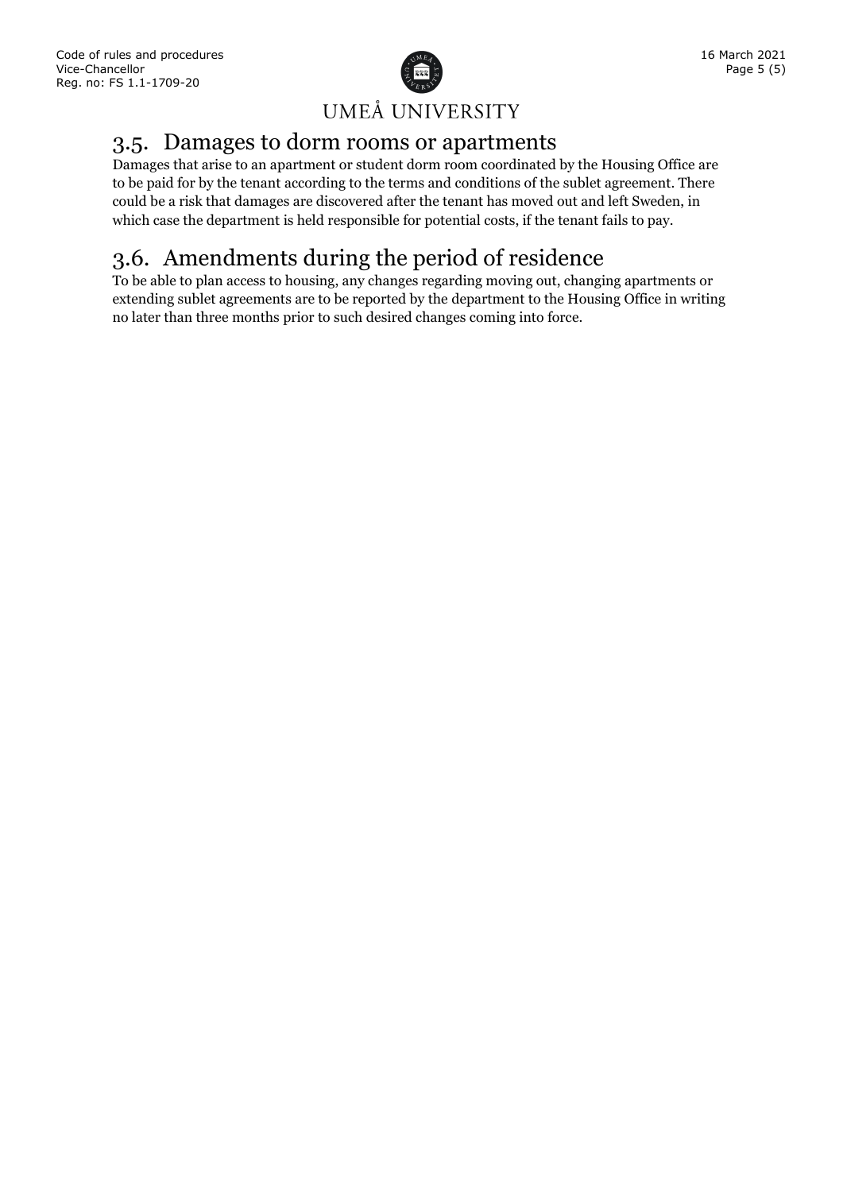## 3.5. Damages to dorm rooms or apartments

Damages that arise to an apartment or student dorm room coordinated by the Housing Office are to be paid for by the tenant according to the terms and conditions of the sublet agreement. There could be a risk that damages are discovered after the tenant has moved out and left Sweden, in which case the department is held responsible for potential costs, if the tenant fails to pay.

## 3.6. Amendments during the period of residence

To be able to plan access to housing, any changes regarding moving out, changing apartments or extending sublet agreements are to be reported by the department to the Housing Office in writing no later than three months prior to such desired changes coming into force.